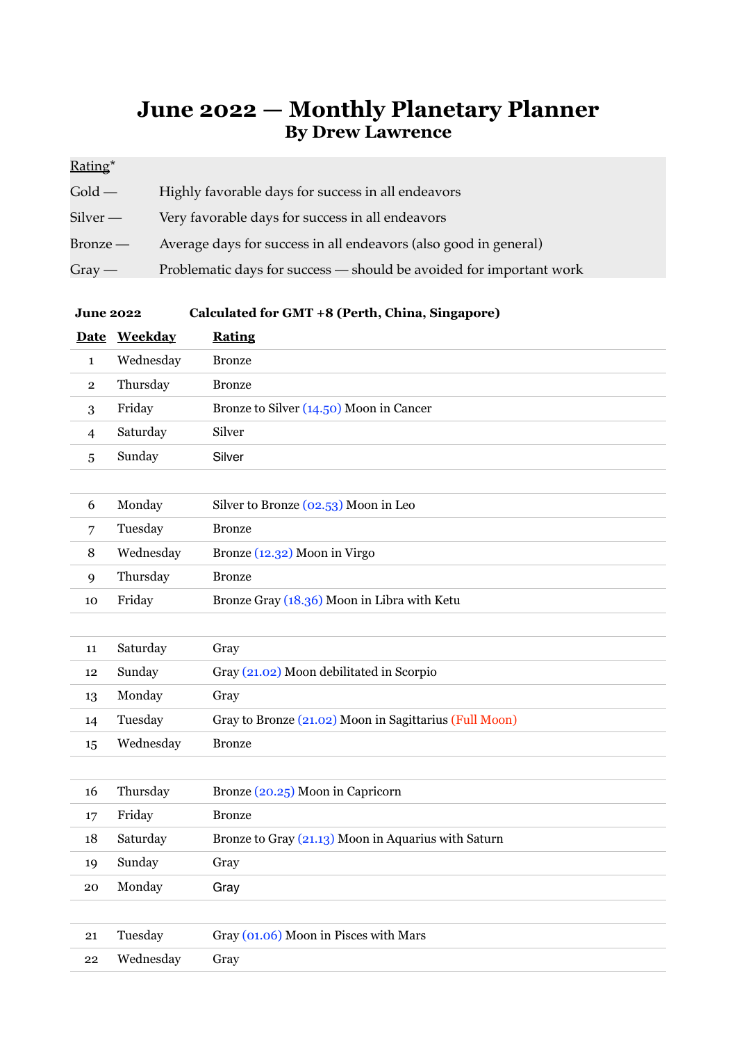# June 2022 — Monthly Planetary Planner
## By Drew Lawrence

Rating*

| | |
|---|---|
| Gold — | Highly favorable days for success in all endeavors |
| Silver — | Very favorable days for success in all endeavors |
| Bronze — | Average days for success in all endeavors (also good in general) |
| Gray — | Problematic days for success — should be avoided for important work |

**June 2022** **Calculated for GMT +8 (Perth, China, Singapore)**

| Date | Weekday | Rating |
|---|---|---|
| 1 | Wednesday | Bronze |
| 2 | Thursday | Bronze |
| 3 | Friday | Bronze to Silver (14.50) Moon in Cancer |
| 4 | Saturday | Silver |
| 5 | Sunday | Silver |
| | | |
| 6 | Monday | Silver to Bronze (02.53) Moon in Leo |
| 7 | Tuesday | Bronze |
| 8 | Wednesday | Bronze (12.32) Moon in Virgo |
| 9 | Thursday | Bronze |
| 10 | Friday | Bronze Gray (18.36) Moon in Libra with Ketu |
| | | |
| 11 | Saturday | Gray |
| 12 | Sunday | Gray (21.02) Moon debilitated in Scorpio |
| 13 | Monday | Gray |
| 14 | Tuesday | Gray to Bronze (21.02) Moon in Sagittarius (Full Moon) |
| 15 | Wednesday | Bronze |
| | | |
| 16 | Thursday | Bronze (20.25) Moon in Capricorn |
| 17 | Friday | Bronze |
| 18 | Saturday | Bronze to Gray (21.13) Moon in Aquarius with Saturn |
| 19 | Sunday | Gray |
| 20 | Monday | Gray |
| | | |
| 21 | Tuesday | Gray (01.06) Moon in Pisces with Mars |
| 22 | Wednesday | Gray |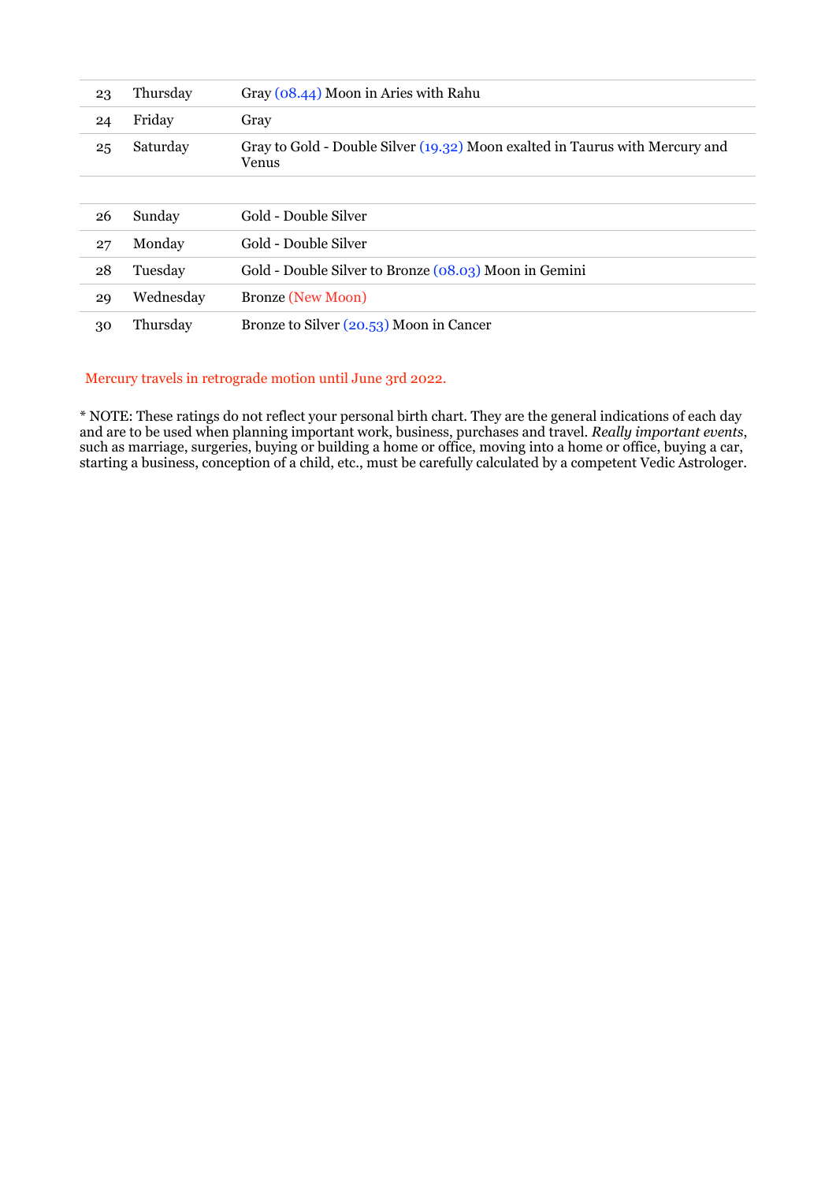| | | |
|---|---|---|
| 23 | Thursday | Gray (08.44) Moon in Aries with Rahu |
| 24 | Friday | Gray |
| 25 | Saturday | Gray to Gold - Double Silver (19.32) Moon exalted in Taurus with Mercury and Venus |
| | | |
| 26 | Sunday | Gold - Double Silver |
| 27 | Monday | Gold - Double Silver |
| 28 | Tuesday | Gold - Double Silver to Bronze (08.03) Moon in Gemini |
| 29 | Wednesday | Bronze (New Moon) |
| 30 | Thursday | Bronze to Silver (20.53) Moon in Cancer |

Mercury travels in retrograde motion until June 3rd 2022.

* NOTE: These ratings do not reflect your personal birth chart. They are the general indications of each day and are to be used when planning important work, business, purchases and travel. *Really important events*, such as marriage, surgeries, buying or building a home or office, moving into a home or office, buying a car, starting a business, conception of a child, etc., must be carefully calculated by a competent Vedic Astrologer.